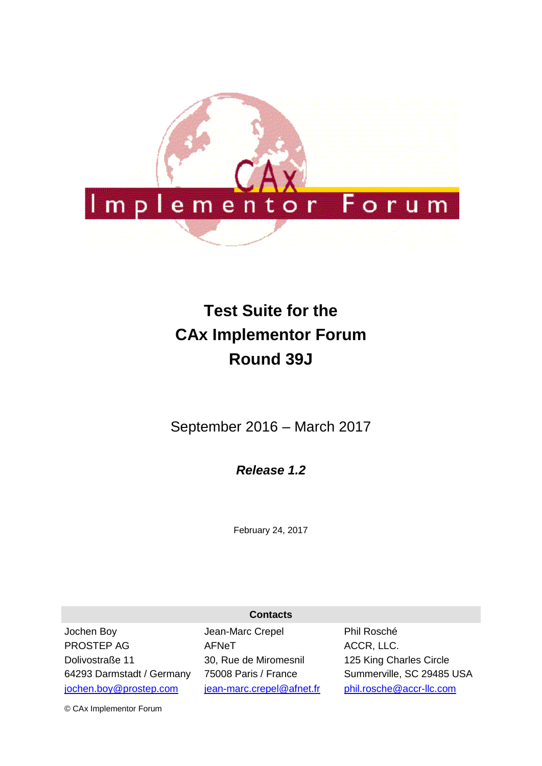# Test Suite for the CAx Implementor Forum Round 39J

September 2016 – March 2017

***Release 1.2***

February 24, 2017

| Contacts | | |
| --- | --- | --- |
| Jochen Boy | Jean-Marc Crepel | Phil Rosché |
| PROSTEP AG | AFNeT | ACCR, LLC. |
| Dolivostraße 11 | 30, Rue de Miromesnil | 125 King Charles Circle |
| 64293 Darmstadt / Germany | 75008 Paris / France | Summerville, SC 29485 USA |
| jochen.boy@prostep.com | jean-marc.crepel@afnet.fr | phil.rosche@accr-llc.com |

© CAx Implementor Forum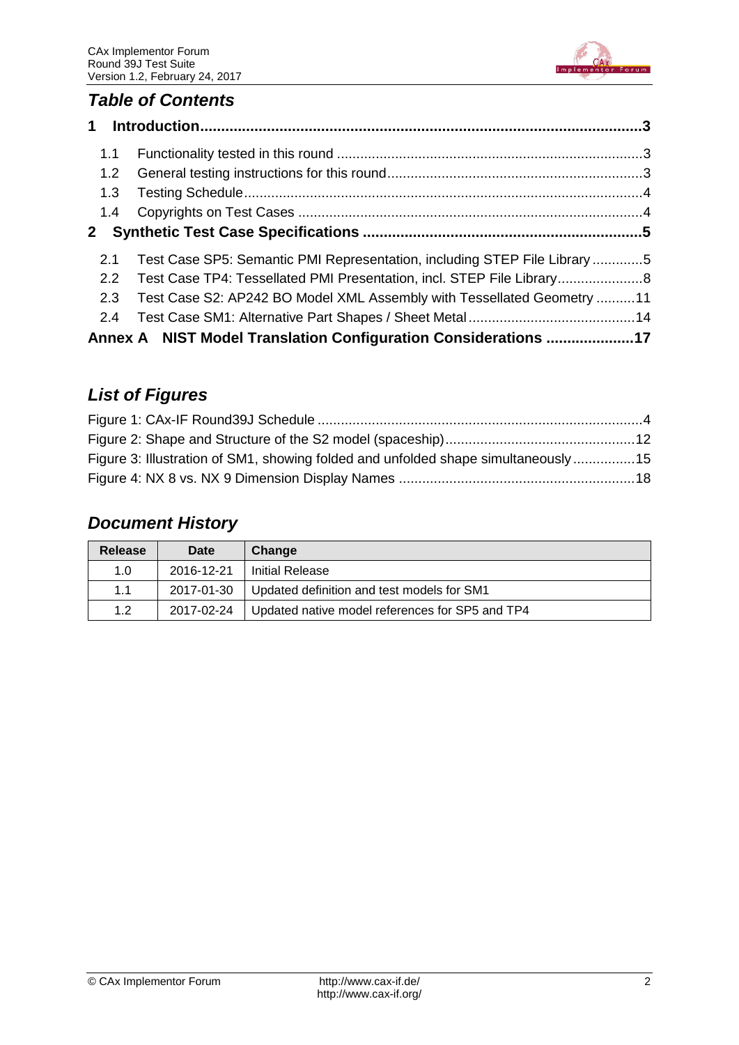## *Table of Contents*

**1 Introduction........................................................................................................3**

1.1 Functionality tested in this round ..............................................................................3

1.2 General testing instructions for this round.................................................................3

1.3 Testing Schedule......................................................................................................4

1.4 Copyrights on Test Cases ........................................................................................4

**2 Synthetic Test Case Specifications ..................................................................5**

2.1 Test Case SP5: Semantic PMI Representation, including STEP File Library .............5

2.2 Test Case TP4: Tessellated PMI Presentation, incl. STEP File Library......................8

2.3 Test Case S2: AP242 BO Model XML Assembly with Tessellated Geometry ..........11

2.4 Test Case SM1: Alternative Part Shapes / Sheet Metal...........................................14

**Annex A NIST Model Translation Configuration Considerations .....................17**

## *List of Figures*

Figure 1: CAx-IF Round39J Schedule ...................................................................................4

Figure 2: Shape and Structure of the S2 model (spaceship)................................................12

Figure 3: Illustration of SM1, showing folded and unfolded shape simultaneously................15

Figure 4: NX 8 vs. NX 9 Dimension Display Names ............................................................18

## *Document History*

| Release | Date | Change |
|---|---|---|
| 1.0 | 2016-12-21 | Initial Release |
| 1.1 | 2017-01-30 | Updated definition and test models for SM1 |
| 1.2 | 2017-02-24 | Updated native model references for SP5 and TP4 |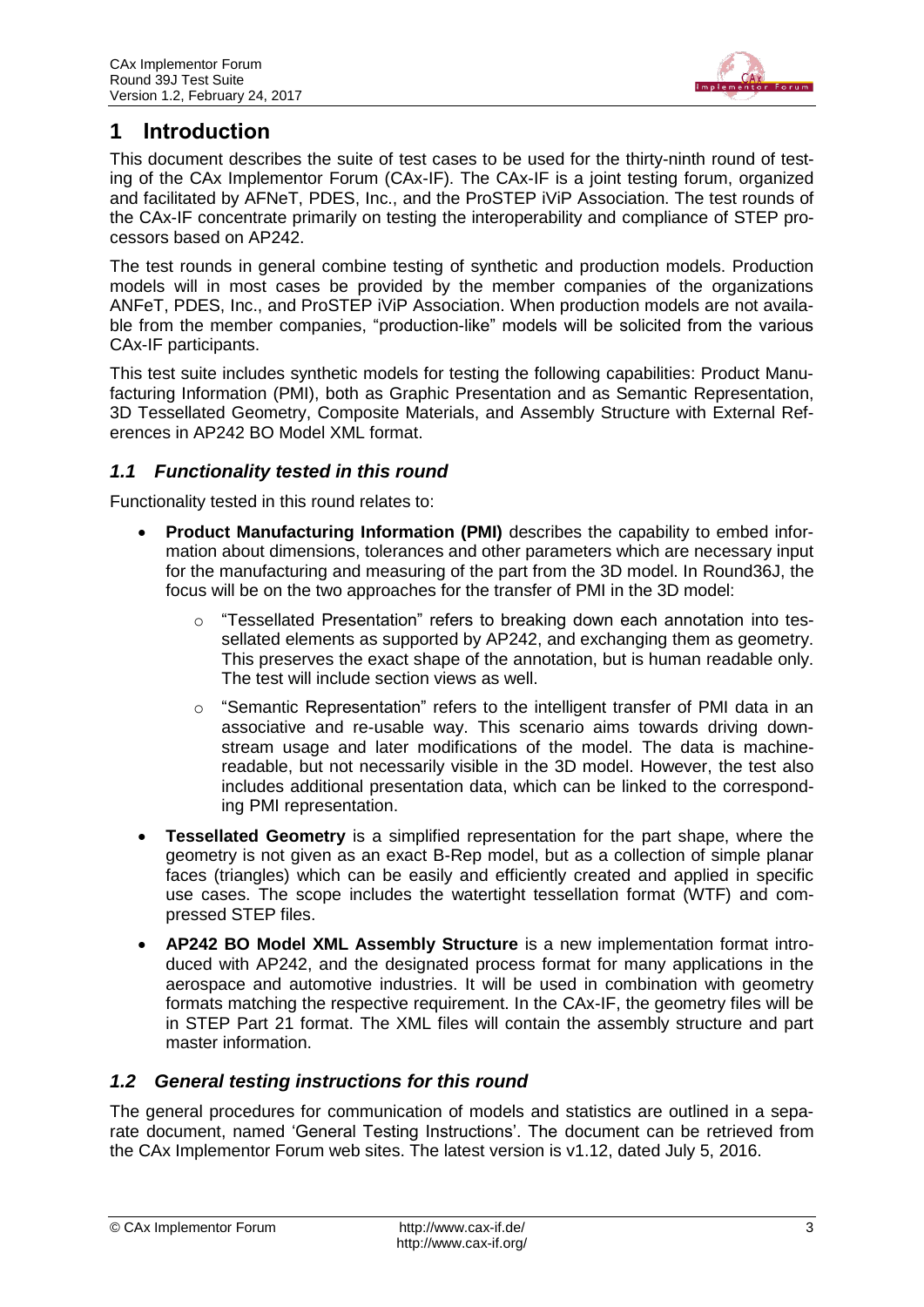# 1 Introduction

This document describes the suite of test cases to be used for the thirty-ninth round of testing of the CAx Implementor Forum (CAx-IF). The CAx-IF is a joint testing forum, organized and facilitated by AFNeT, PDES, Inc., and the ProSTEP iViP Association. The test rounds of the CAx-IF concentrate primarily on testing the interoperability and compliance of STEP processors based on AP242.

The test rounds in general combine testing of synthetic and production models. Production models will in most cases be provided by the member companies of the organizations ANFeT, PDES, Inc., and ProSTEP iViP Association. When production models are not available from the member companies, "production-like" models will be solicited from the various CAx-IF participants.

This test suite includes synthetic models for testing the following capabilities: Product Manufacturing Information (PMI), both as Graphic Presentation and as Semantic Representation, 3D Tessellated Geometry, Composite Materials, and Assembly Structure with External References in AP242 BO Model XML format.

## *1.1 Functionality tested in this round*

Functionality tested in this round relates to:

- **Product Manufacturing Information (PMI)** describes the capability to embed information about dimensions, tolerances and other parameters which are necessary input for the manufacturing and measuring of the part from the 3D model. In Round36J, the focus will be on the two approaches for the transfer of PMI in the 3D model:
  - "Tessellated Presentation" refers to breaking down each annotation into tessellated elements as supported by AP242, and exchanging them as geometry. This preserves the exact shape of the annotation, but is human readable only. The test will include section views as well.
  - "Semantic Representation" refers to the intelligent transfer of PMI data in an associative and re-usable way. This scenario aims towards driving downstream usage and later modifications of the model. The data is machine-readable, but not necessarily visible in the 3D model. However, the test also includes additional presentation data, which can be linked to the corresponding PMI representation.
- **Tessellated Geometry** is a simplified representation for the part shape, where the geometry is not given as an exact B-Rep model, but as a collection of simple planar faces (triangles) which can be easily and efficiently created and applied in specific use cases. The scope includes the watertight tessellation format (WTF) and compressed STEP files.
- **AP242 BO Model XML Assembly Structure** is a new implementation format introduced with AP242, and the designated process format for many applications in the aerospace and automotive industries. It will be used in combination with geometry formats matching the respective requirement. In the CAx-IF, the geometry files will be in STEP Part 21 format. The XML files will contain the assembly structure and part master information.

## *1.2 General testing instructions for this round*

The general procedures for communication of models and statistics are outlined in a separate document, named 'General Testing Instructions'. The document can be retrieved from the CAx Implementor Forum web sites. The latest version is v1.12, dated July 5, 2016.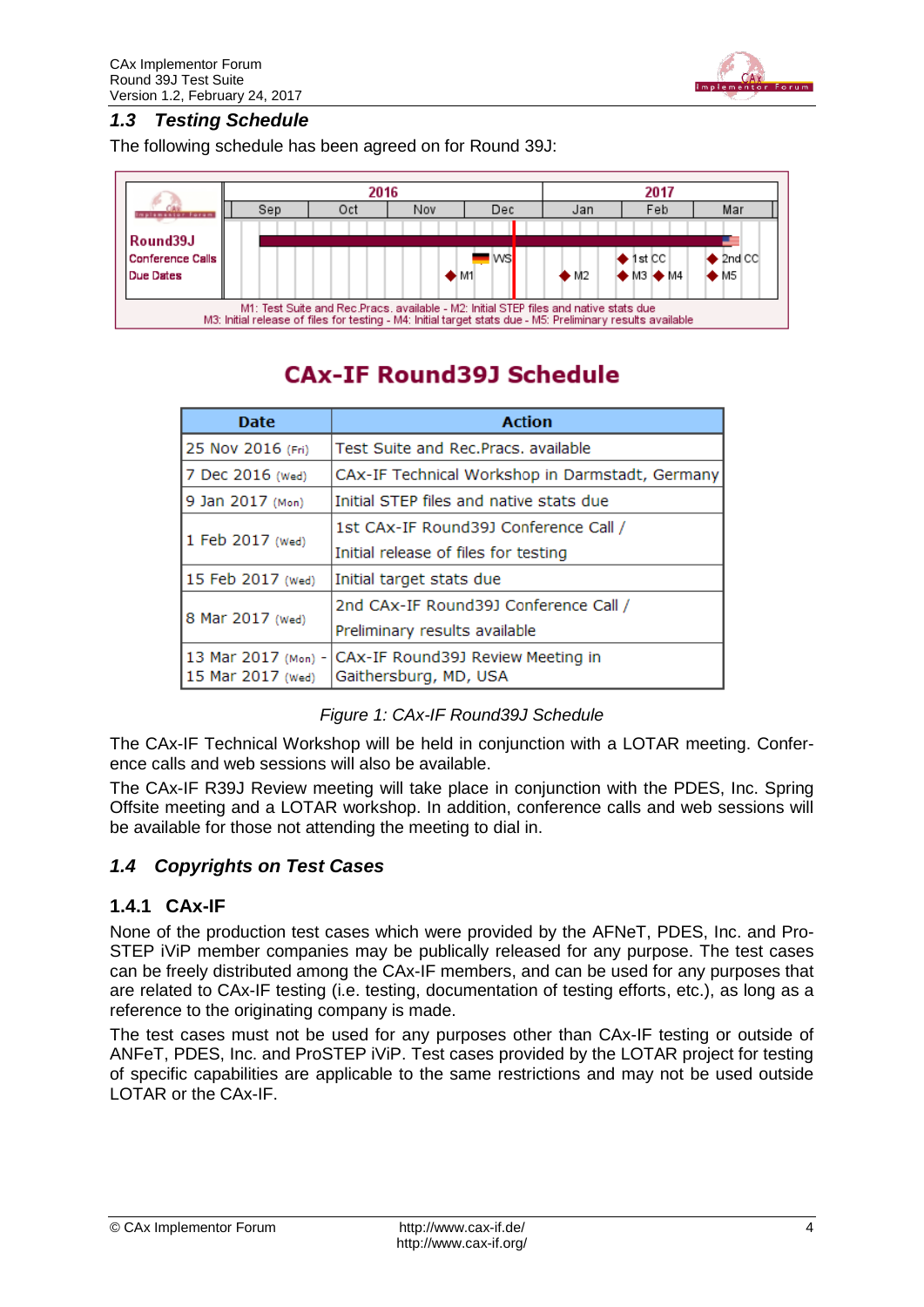## 1.3 Testing Schedule

The following schedule has been agreed on for Round 39J:

| | 2016 | | | | 2017 | | |
|---|---|---|---|---|---|---|---|
| | Sep | Oct | Nov | Dec | Jan | Feb | Mar |
| Round39J | | | | | | | |
| Conference Calls | | | | WS | | 1st CC | 2nd CC |
| Due Dates | | | M1 | | M2 | M3, M4 | M5 |

M1: Test Suite and Rec.Pracs. available - M2: Initial STEP files and native stats due
M3: Initial release of files for testing - M4: Initial target stats due - M5: Preliminary results available

**CAx-IF Round39J Schedule**

| Date | Action |
|---|---|
| 25 Nov 2016 (Fri) | Test Suite and Rec.Pracs. available |
| 7 Dec 2016 (Wed) | CAx-IF Technical Workshop in Darmstadt, Germany |
| 9 Jan 2017 (Mon) | Initial STEP files and native stats due |
| 1 Feb 2017 (Wed) | 1st CAx-IF Round39J Conference Call / Initial release of files for testing |
| 15 Feb 2017 (Wed) | Initial target stats due |
| 8 Mar 2017 (Wed) | 2nd CAx-IF Round39J Conference Call / Preliminary results available |
| 13 Mar 2017 (Mon) - 15 Mar 2017 (Wed) | CAx-IF Round39J Review Meeting in Gaithersburg, MD, USA |

*Figure 1: CAx-IF Round39J Schedule*

The CAx-IF Technical Workshop will be held in conjunction with a LOTAR meeting. Conference calls and web sessions will also be available.

The CAx-IF R39J Review meeting will take place in conjunction with the PDES, Inc. Spring Offsite meeting and a LOTAR workshop. In addition, conference calls and web sessions will be available for those not attending the meeting to dial in.

## 1.4 Copyrights on Test Cases

### 1.4.1 CAx-IF

None of the production test cases which were provided by the AFNeT, PDES, Inc. and ProSTEP iViP member companies may be publically released for any purpose. The test cases can be freely distributed among the CAx-IF members, and can be used for any purposes that are related to CAx-IF testing (i.e. testing, documentation of testing efforts, etc.), as long as a reference to the originating company is made.

The test cases must not be used for any purposes other than CAx-IF testing or outside of ANFeT, PDES, Inc. and ProSTEP iViP. Test cases provided by the LOTAR project for testing of specific capabilities are applicable to the same restrictions and may not be used outside LOTAR or the CAx-IF.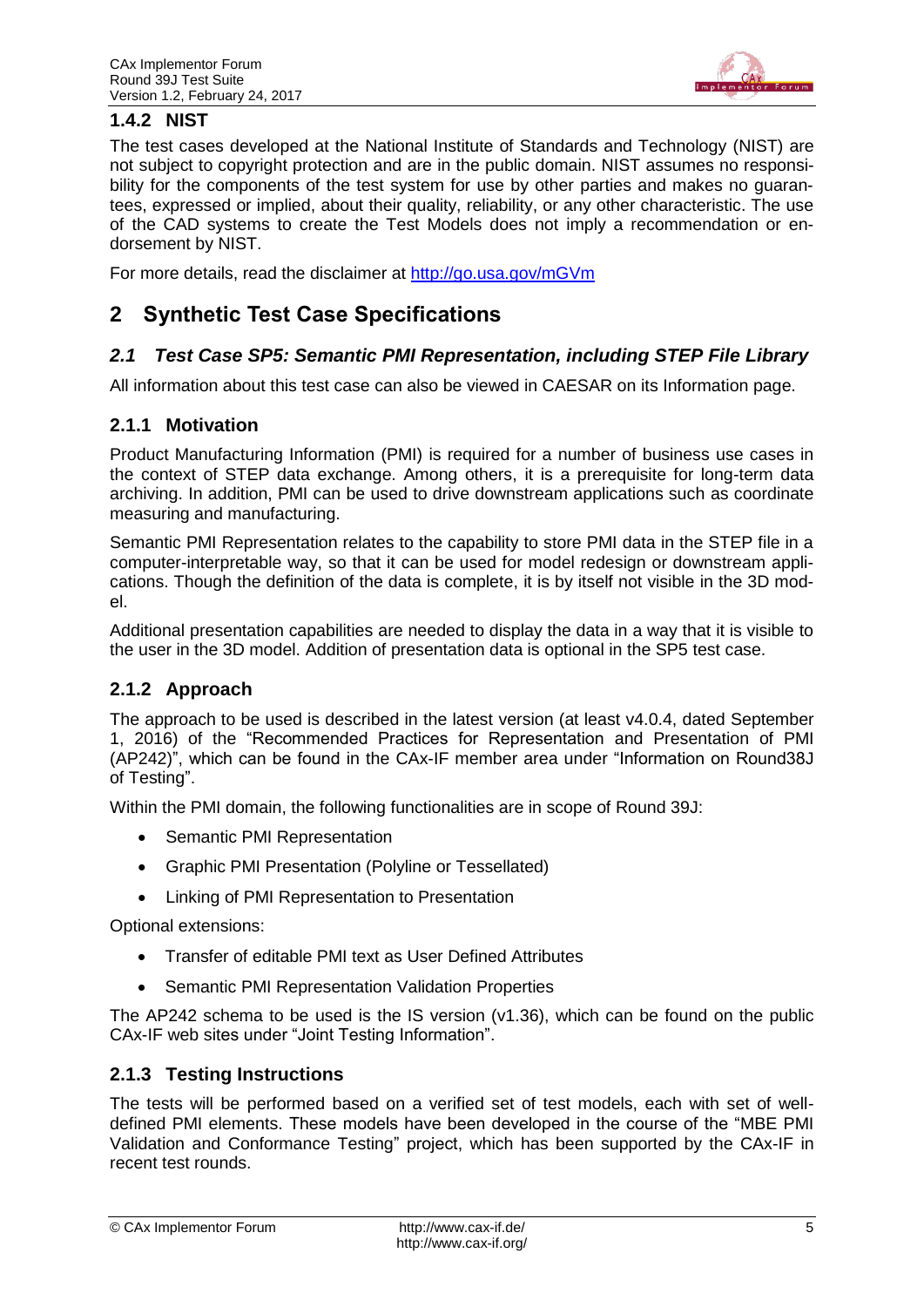### 1.4.2 NIST

The test cases developed at the National Institute of Standards and Technology (NIST) are not subject to copyright protection and are in the public domain. NIST assumes no responsibility for the components of the test system for use by other parties and makes no guarantees, expressed or implied, about their quality, reliability, or any other characteristic. The use of the CAD systems to create the Test Models does not imply a recommendation or endorsement by NIST.

For more details, read the disclaimer at http://go.usa.gov/mGVm

# 2 Synthetic Test Case Specifications

## *2.1 Test Case SP5: Semantic PMI Representation, including STEP File Library*

All information about this test case can also be viewed in CAESAR on its Information page.

### 2.1.1 Motivation

Product Manufacturing Information (PMI) is required for a number of business use cases in the context of STEP data exchange. Among others, it is a prerequisite for long-term data archiving. In addition, PMI can be used to drive downstream applications such as coordinate measuring and manufacturing.

Semantic PMI Representation relates to the capability to store PMI data in the STEP file in a computer-interpretable way, so that it can be used for model redesign or downstream applications. Though the definition of the data is complete, it is by itself not visible in the 3D model.

Additional presentation capabilities are needed to display the data in a way that it is visible to the user in the 3D model. Addition of presentation data is optional in the SP5 test case.

### 2.1.2 Approach

The approach to be used is described in the latest version (at least v4.0.4, dated September 1, 2016) of the "Recommended Practices for Representation and Presentation of PMI (AP242)", which can be found in the CAx-IF member area under "Information on Round38J of Testing".

Within the PMI domain, the following functionalities are in scope of Round 39J:

- Semantic PMI Representation
- Graphic PMI Presentation (Polyline or Tessellated)
- Linking of PMI Representation to Presentation

Optional extensions:

- Transfer of editable PMI text as User Defined Attributes
- Semantic PMI Representation Validation Properties

The AP242 schema to be used is the IS version (v1.36), which can be found on the public CAx-IF web sites under "Joint Testing Information".

### 2.1.3 Testing Instructions

The tests will be performed based on a verified set of test models, each with set of well-defined PMI elements. These models have been developed in the course of the "MBE PMI Validation and Conformance Testing" project, which has been supported by the CAx-IF in recent test rounds.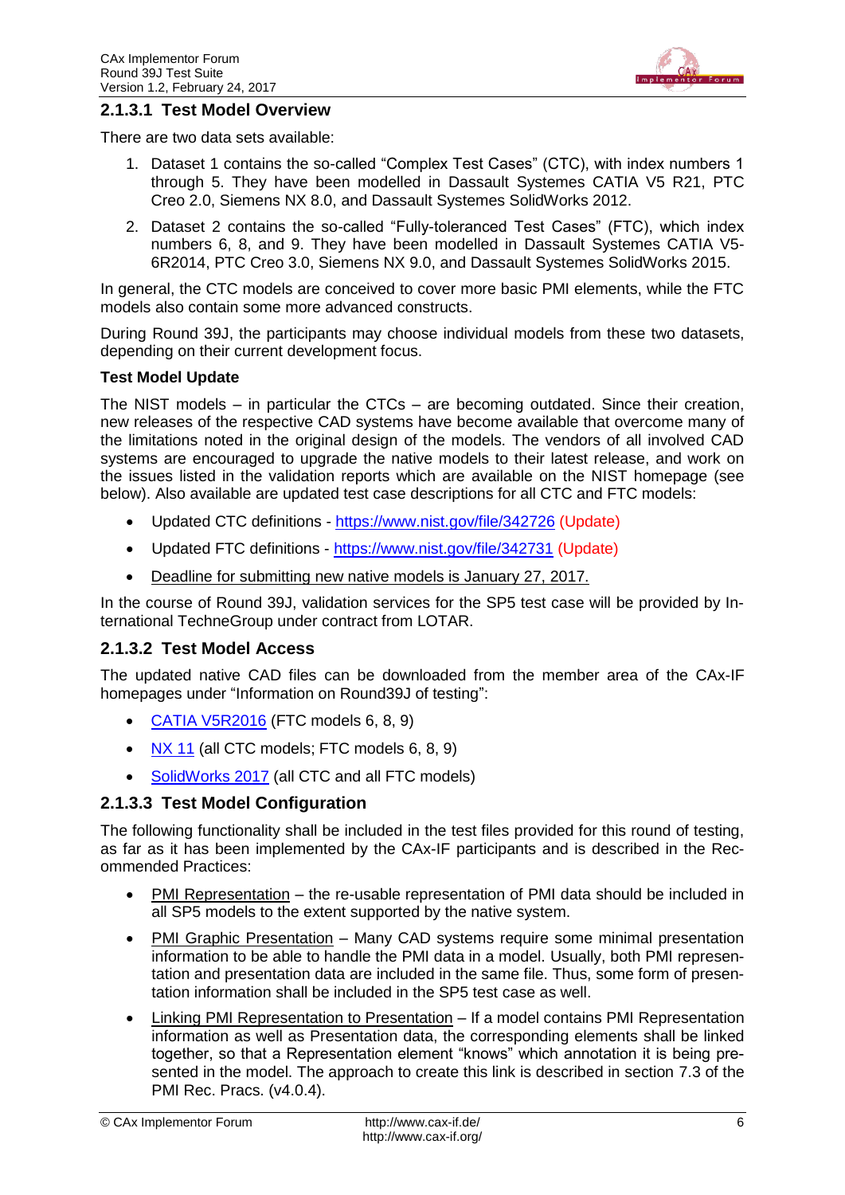#### 2.1.3.1 Test Model Overview

There are two data sets available:

1. Dataset 1 contains the so-called "Complex Test Cases" (CTC), with index numbers 1 through 5. They have been modelled in Dassault Systemes CATIA V5 R21, PTC Creo 2.0, Siemens NX 8.0, and Dassault Systemes SolidWorks 2012.
2. Dataset 2 contains the so-called "Fully-toleranced Test Cases" (FTC), which index numbers 6, 8, and 9. They have been modelled in Dassault Systemes CATIA V5-6R2014, PTC Creo 3.0, Siemens NX 9.0, and Dassault Systemes SolidWorks 2015.

In general, the CTC models are conceived to cover more basic PMI elements, while the FTC models also contain some more advanced constructs.

During Round 39J, the participants may choose individual models from these two datasets, depending on their current development focus.

**Test Model Update**

The NIST models – in particular the CTCs – are becoming outdated. Since their creation, new releases of the respective CAD systems have become available that overcome many of the limitations noted in the original design of the models. The vendors of all involved CAD systems are encouraged to upgrade the native models to their latest release, and work on the issues listed in the validation reports which are available on the NIST homepage (see below). Also available are updated test case descriptions for all CTC and FTC models:

- Updated CTC definitions - https://www.nist.gov/file/342726 (Update)
- Updated FTC definitions - https://www.nist.gov/file/342731 (Update)
- Deadline for submitting new native models is January 27, 2017.

In the course of Round 39J, validation services for the SP5 test case will be provided by International TechneGroup under contract from LOTAR.

#### 2.1.3.2 Test Model Access

The updated native CAD files can be downloaded from the member area of the CAx-IF homepages under "Information on Round39J of testing":

- CATIA V5R2016 (FTC models 6, 8, 9)
- NX 11 (all CTC models; FTC models 6, 8, 9)
- SolidWorks 2017 (all CTC and all FTC models)

#### 2.1.3.3 Test Model Configuration

The following functionality shall be included in the test files provided for this round of testing, as far as it has been implemented by the CAx-IF participants and is described in the Recommended Practices:

- PMI Representation – the re-usable representation of PMI data should be included in all SP5 models to the extent supported by the native system.
- PMI Graphic Presentation – Many CAD systems require some minimal presentation information to be able to handle the PMI data in a model. Usually, both PMI representation and presentation data are included in the same file. Thus, some form of presentation information shall be included in the SP5 test case as well.
- Linking PMI Representation to Presentation – If a model contains PMI Representation information as well as Presentation data, the corresponding elements shall be linked together, so that a Representation element "knows" which annotation it is being presented in the model. The approach to create this link is described in section 7.3 of the PMI Rec. Pracs. (v4.0.4).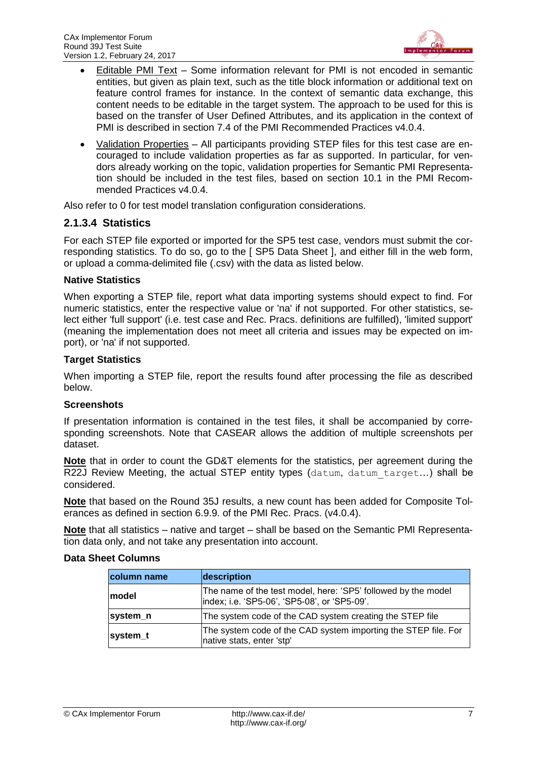- Editable PMI Text – Some information relevant for PMI is not encoded in semantic entities, but given as plain text, such as the title block information or additional text on feature control frames for instance. In the context of semantic data exchange, this content needs to be editable in the target system. The approach to be used for this is based on the transfer of User Defined Attributes, and its application in the context of PMI is described in section 7.4 of the PMI Recommended Practices v4.0.4.
- Validation Properties – All participants providing STEP files for this test case are encouraged to include validation properties as far as supported. In particular, for vendors already working on the topic, validation properties for Semantic PMI Representation should be included in the test files, based on section 10.1 in the PMI Recommended Practices v4.0.4.

Also refer to 0 for test model translation configuration considerations.

#### 2.1.3.4 Statistics

For each STEP file exported or imported for the SP5 test case, vendors must submit the corresponding statistics. To do so, go to the [ SP5 Data Sheet ], and either fill in the web form, or upload a comma-delimited file (.csv) with the data as listed below.

**Native Statistics**

When exporting a STEP file, report what data importing systems should expect to find. For numeric statistics, enter the respective value or 'na' if not supported. For other statistics, select either 'full support' (i.e. test case and Rec. Pracs. definitions are fulfilled), 'limited support' (meaning the implementation does not meet all criteria and issues may be expected on import), or 'na' if not supported.

**Target Statistics**

When importing a STEP file, report the results found after processing the file as described below.

**Screenshots**

If presentation information is contained in the test files, it shall be accompanied by corresponding screenshots. Note that CASEAR allows the addition of multiple screenshots per dataset.

**Note** that in order to count the GD&T elements for the statistics, per agreement during the R22J Review Meeting, the actual STEP entity types (`datum`, `datum_target`…) shall be considered.

**Note** that based on the Round 35J results, a new count has been added for Composite Tolerances as defined in section 6.9.9. of the PMI Rec. Pracs. (v4.0.4).

**Note** that all statistics – native and target – shall be based on the Semantic PMI Representation data only, and not take any presentation into account.

**Data Sheet Columns**

| column name | description |
|---|---|
| **model** | The name of the test model, here: 'SP5' followed by the model index; i.e. 'SP5-06', 'SP5-08', or 'SP5-09'. |
| **system_n** | The system code of the CAD system creating the STEP file |
| **system_t** | The system code of the CAD system importing the STEP file. For native stats, enter 'stp' |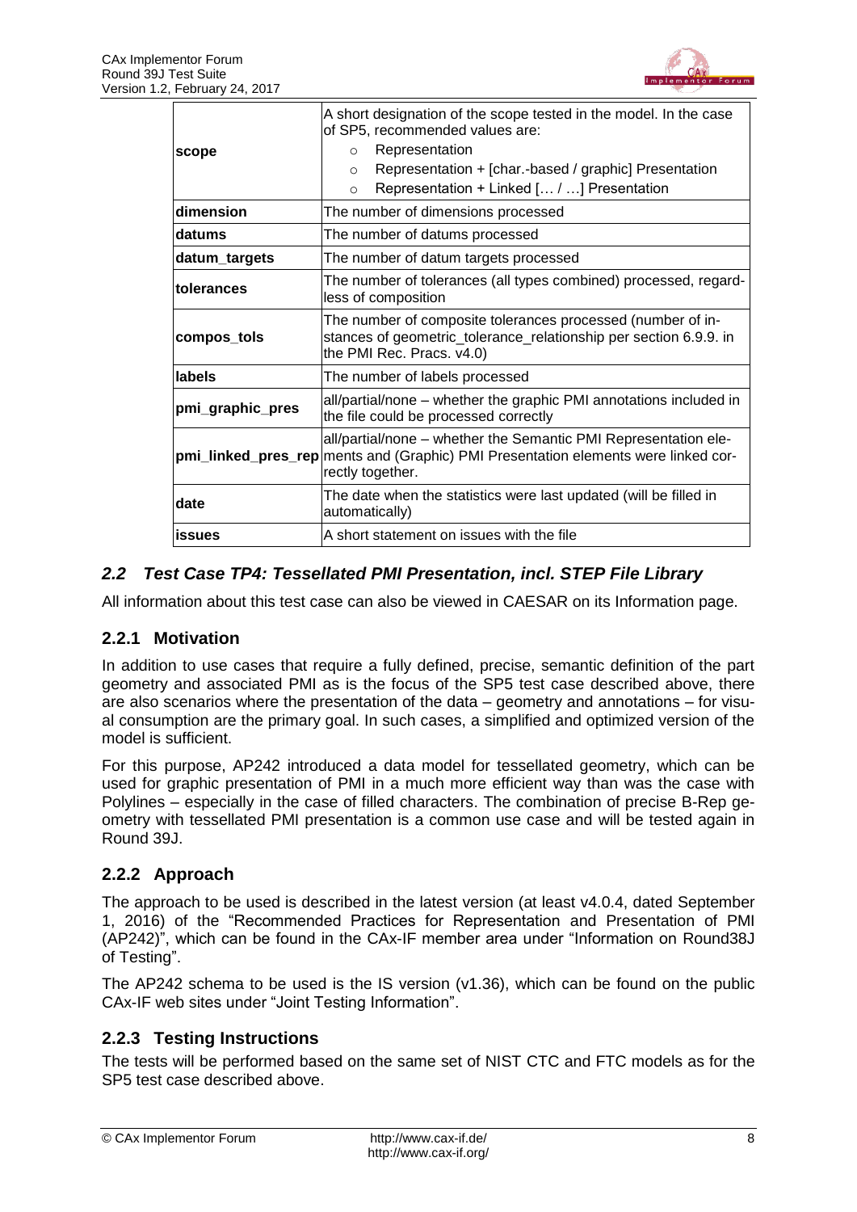| | |
|---|---|
| **scope** | A short designation of the scope tested in the model. In the case of SP5, recommended values are:<br>○ Representation<br>○ Representation + [char.-based / graphic] Presentation<br>○ Representation + Linked [… / …] Presentation |
| **dimension** | The number of dimensions processed |
| **datums** | The number of datums processed |
| **datum_targets** | The number of datum targets processed |
| **tolerances** | The number of tolerances (all types combined) processed, regardless of composition |
| **compos_tols** | The number of composite tolerances processed (number of instances of geometric_tolerance_relationship per section 6.9.9. in the PMI Rec. Pracs. v4.0) |
| **labels** | The number of labels processed |
| **pmi_graphic_pres** | all/partial/none – whether the graphic PMI annotations included in the file could be processed correctly |
| **pmi_linked_pres_rep** | all/partial/none – whether the Semantic PMI Representation elements and (Graphic) PMI Presentation elements were linked correctly together. |
| **date** | The date when the statistics were last updated (will be filled in automatically) |
| **issues** | A short statement on issues with the file |

## *2.2 Test Case TP4: Tessellated PMI Presentation, incl. STEP File Library*

All information about this test case can also be viewed in CAESAR on its Information page.

### 2.2.1 Motivation

In addition to use cases that require a fully defined, precise, semantic definition of the part geometry and associated PMI as is the focus of the SP5 test case described above, there are also scenarios where the presentation of the data – geometry and annotations – for visual consumption are the primary goal. In such cases, a simplified and optimized version of the model is sufficient.

For this purpose, AP242 introduced a data model for tessellated geometry, which can be used for graphic presentation of PMI in a much more efficient way than was the case with Polylines – especially in the case of filled characters. The combination of precise B-Rep geometry with tessellated PMI presentation is a common use case and will be tested again in Round 39J.

### 2.2.2 Approach

The approach to be used is described in the latest version (at least v4.0.4, dated September 1, 2016) of the "Recommended Practices for Representation and Presentation of PMI (AP242)", which can be found in the CAx-IF member area under "Information on Round38J of Testing".

The AP242 schema to be used is the IS version (v1.36), which can be found on the public CAx-IF web sites under "Joint Testing Information".

### 2.2.3 Testing Instructions

The tests will be performed based on the same set of NIST CTC and FTC models as for the SP5 test case described above.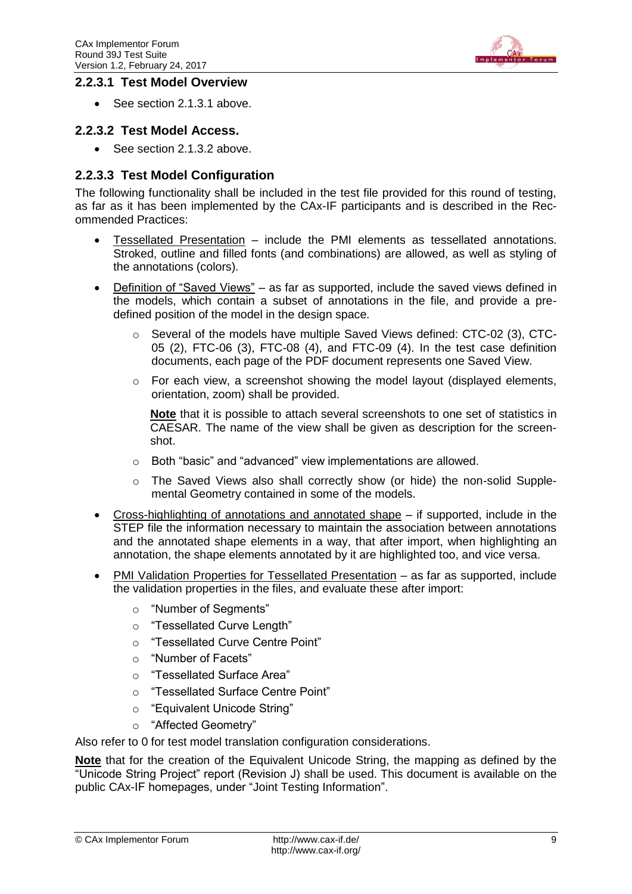#### 2.2.3.1 Test Model Overview

- See section 2.1.3.1 above.

#### 2.2.3.2 Test Model Access.

- See section 2.1.3.2 above.

#### 2.2.3.3 Test Model Configuration

The following functionality shall be included in the test file provided for this round of testing, as far as it has been implemented by the CAx-IF participants and is described in the Recommended Practices:

- Tessellated Presentation – include the PMI elements as tessellated annotations. Stroked, outline and filled fonts (and combinations) are allowed, as well as styling of the annotations (colors).
- Definition of "Saved Views" – as far as supported, include the saved views defined in the models, which contain a subset of annotations in the file, and provide a predefined position of the model in the design space.
  - Several of the models have multiple Saved Views defined: CTC-02 (3), CTC-05 (2), FTC-06 (3), FTC-08 (4), and FTC-09 (4). In the test case definition documents, each page of the PDF document represents one Saved View.
  - For each view, a screenshot showing the model layout (displayed elements, orientation, zoom) shall be provided.

    **Note** that it is possible to attach several screenshots to one set of statistics in CAESAR. The name of the view shall be given as description for the screenshot.
  - Both "basic" and "advanced" view implementations are allowed.
  - The Saved Views also shall correctly show (or hide) the non-solid Supplemental Geometry contained in some of the models.
- Cross-highlighting of annotations and annotated shape – if supported, include in the STEP file the information necessary to maintain the association between annotations and the annotated shape elements in a way, that after import, when highlighting an annotation, the shape elements annotated by it are highlighted too, and vice versa.
- PMI Validation Properties for Tessellated Presentation – as far as supported, include the validation properties in the files, and evaluate these after import:
  - "Number of Segments"
  - "Tessellated Curve Length"
  - "Tessellated Curve Centre Point"
  - "Number of Facets"
  - "Tessellated Surface Area"
  - "Tessellated Surface Centre Point"
  - "Equivalent Unicode String"
  - "Affected Geometry"

Also refer to 0 for test model translation configuration considerations.

**Note** that for the creation of the Equivalent Unicode String, the mapping as defined by the "Unicode String Project" report (Revision J) shall be used. This document is available on the public CAx-IF homepages, under "Joint Testing Information".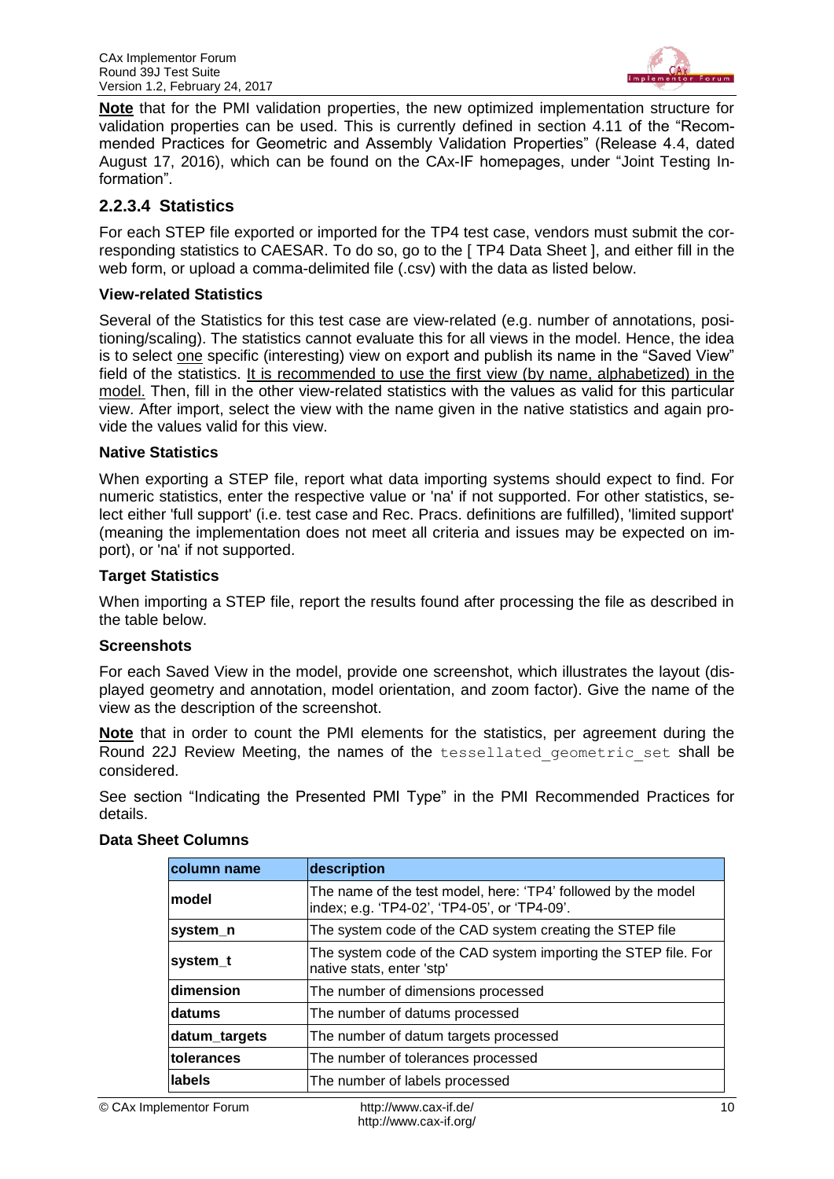**Note** that for the PMI validation properties, the new optimized implementation structure for validation properties can be used. This is currently defined in section 4.11 of the "Recommended Practices for Geometric and Assembly Validation Properties" (Release 4.4, dated August 17, 2016), which can be found on the CAx-IF homepages, under "Joint Testing Information".

### 2.2.3.4 Statistics

For each STEP file exported or imported for the TP4 test case, vendors must submit the corresponding statistics to CAESAR. To do so, go to the [ TP4 Data Sheet ], and either fill in the web form, or upload a comma-delimited file (.csv) with the data as listed below.

**View-related Statistics**

Several of the Statistics for this test case are view-related (e.g. number of annotations, positioning/scaling). The statistics cannot evaluate this for all views in the model. Hence, the idea is to select one specific (interesting) view on export and publish its name in the "Saved View" field of the statistics. It is recommended to use the first view (by name, alphabetized) in the model. Then, fill in the other view-related statistics with the values as valid for this particular view. After import, select the view with the name given in the native statistics and again provide the values valid for this view.

**Native Statistics**

When exporting a STEP file, report what data importing systems should expect to find. For numeric statistics, enter the respective value or 'na' if not supported. For other statistics, select either 'full support' (i.e. test case and Rec. Pracs. definitions are fulfilled), 'limited support' (meaning the implementation does not meet all criteria and issues may be expected on import), or 'na' if not supported.

**Target Statistics**

When importing a STEP file, report the results found after processing the file as described in the table below.

**Screenshots**

For each Saved View in the model, provide one screenshot, which illustrates the layout (displayed geometry and annotation, model orientation, and zoom factor). Give the name of the view as the description of the screenshot.

**Note** that in order to count the PMI elements for the statistics, per agreement during the Round 22J Review Meeting, the names of the `tessellated_geometric_set` shall be considered.

See section "Indicating the Presented PMI Type" in the PMI Recommended Practices for details.

**Data Sheet Columns**

| column name | description |
|---|---|
| **model** | The name of the test model, here: 'TP4' followed by the model index; e.g. 'TP4-02', 'TP4-05', or 'TP4-09'. |
| **system_n** | The system code of the CAD system creating the STEP file |
| **system_t** | The system code of the CAD system importing the STEP file. For native stats, enter 'stp' |
| **dimension** | The number of dimensions processed |
| **datums** | The number of datums processed |
| **datum_targets** | The number of datum targets processed |
| **tolerances** | The number of tolerances processed |
| **labels** | The number of labels processed |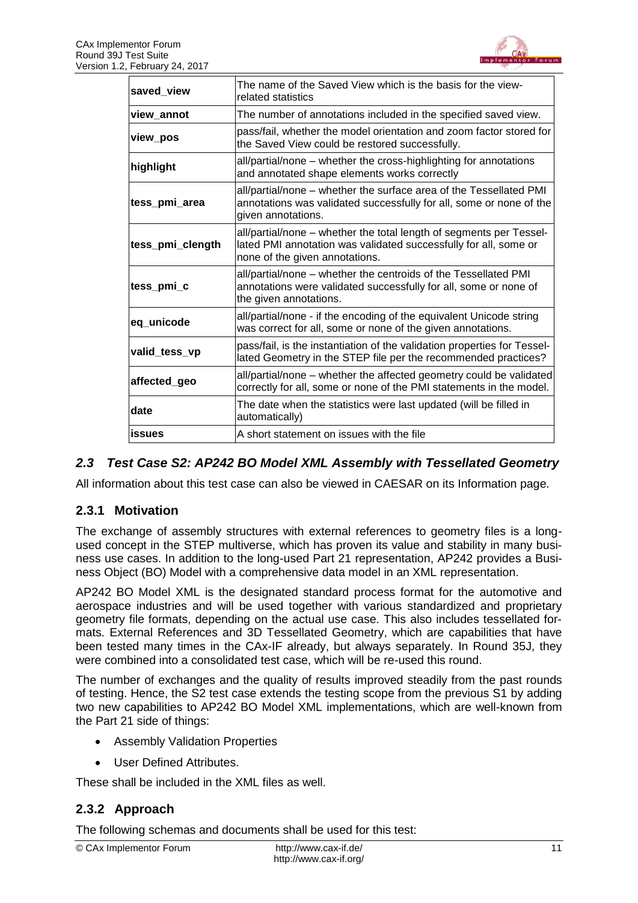| saved_view | The name of the Saved View which is the basis for the view-related statistics |
|---|---|
| view_annot | The number of annotations included in the specified saved view. |
| view_pos | pass/fail, whether the model orientation and zoom factor stored for the Saved View could be restored successfully. |
| highlight | all/partial/none – whether the cross-highlighting for annotations and annotated shape elements works correctly |
| tess_pmi_area | all/partial/none – whether the surface area of the Tessellated PMI annotations was validated successfully for all, some or none of the given annotations. |
| tess_pmi_clength | all/partial/none – whether the total length of segments per Tessellated PMI annotation was validated successfully for all, some or none of the given annotations. |
| tess_pmi_c | all/partial/none – whether the centroids of the Tessellated PMI annotations were validated successfully for all, some or none of the given annotations. |
| eq_unicode | all/partial/none - if the encoding of the equivalent Unicode string was correct for all, some or none of the given annotations. |
| valid_tess_vp | pass/fail, is the instantiation of the validation properties for Tessellated Geometry in the STEP file per the recommended practices? |
| affected_geo | all/partial/none – whether the affected geometry could be validated correctly for all, some or none of the PMI statements in the model. |
| date | The date when the statistics were last updated (will be filled in automatically) |
| issues | A short statement on issues with the file |

## *2.3 Test Case S2: AP242 BO Model XML Assembly with Tessellated Geometry*

All information about this test case can also be viewed in CAESAR on its Information page.

### 2.3.1 Motivation

The exchange of assembly structures with external references to geometry files is a long-used concept in the STEP multiverse, which has proven its value and stability in many business use cases. In addition to the long-used Part 21 representation, AP242 provides a Business Object (BO) Model with a comprehensive data model in an XML representation.

AP242 BO Model XML is the designated standard process format for the automotive and aerospace industries and will be used together with various standardized and proprietary geometry file formats, depending on the actual use case. This also includes tessellated formats. External References and 3D Tessellated Geometry, which are capabilities that have been tested many times in the CAx-IF already, but always separately. In Round 35J, they were combined into a consolidated test case, which will be re-used this round.

The number of exchanges and the quality of results improved steadily from the past rounds of testing. Hence, the S2 test case extends the testing scope from the previous S1 by adding two new capabilities to AP242 BO Model XML implementations, which are well-known from the Part 21 side of things:

- Assembly Validation Properties
- User Defined Attributes.

These shall be included in the XML files as well.

### 2.3.2 Approach

The following schemas and documents shall be used for this test: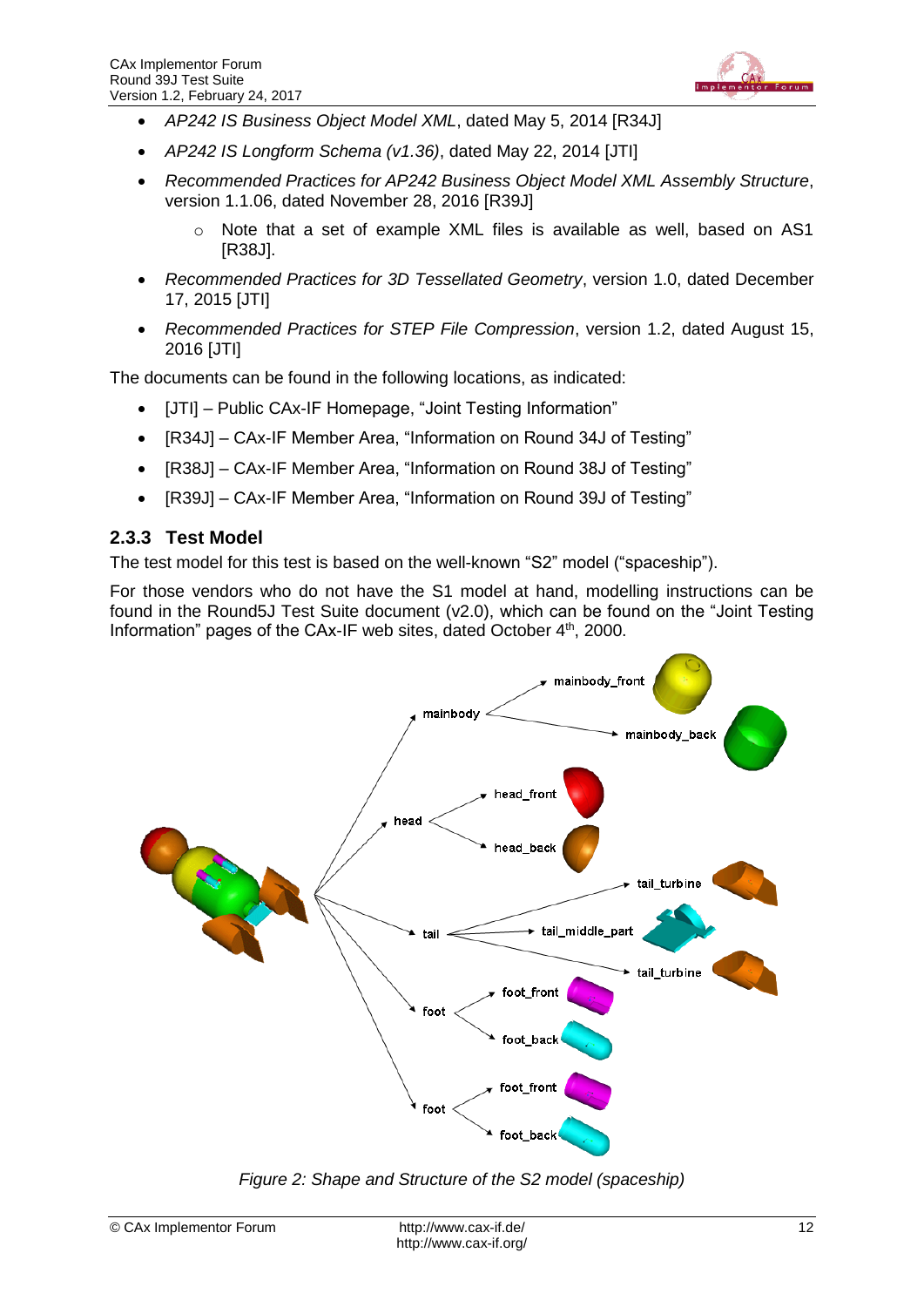- *AP242 IS Business Object Model XML*, dated May 5, 2014 [R34J]
- *AP242 IS Longform Schema (v1.36)*, dated May 22, 2014 [JTI]
- *Recommended Practices for AP242 Business Object Model XML Assembly Structure*, version 1.1.06, dated November 28, 2016 [R39J]
    - Note that a set of example XML files is available as well, based on AS1 [R38J].
- *Recommended Practices for 3D Tessellated Geometry*, version 1.0, dated December 17, 2015 [JTI]
- *Recommended Practices for STEP File Compression*, version 1.2, dated August 15, 2016 [JTI]

The documents can be found in the following locations, as indicated:

- [JTI] – Public CAx-IF Homepage, "Joint Testing Information"
- [R34J] – CAx-IF Member Area, "Information on Round 34J of Testing"
- [R38J] – CAx-IF Member Area, "Information on Round 38J of Testing"
- [R39J] – CAx-IF Member Area, "Information on Round 39J of Testing"

### 2.3.3 Test Model

The test model for this test is based on the well-known "S2" model ("spaceship").

For those vendors who do not have the S1 model at hand, modelling instructions can be found in the Round5J Test Suite document (v2.0), which can be found on the "Joint Testing Information" pages of the CAx-IF web sites, dated October 4th, 2000.

*Figure 2: Shape and Structure of the S2 model (spaceship)*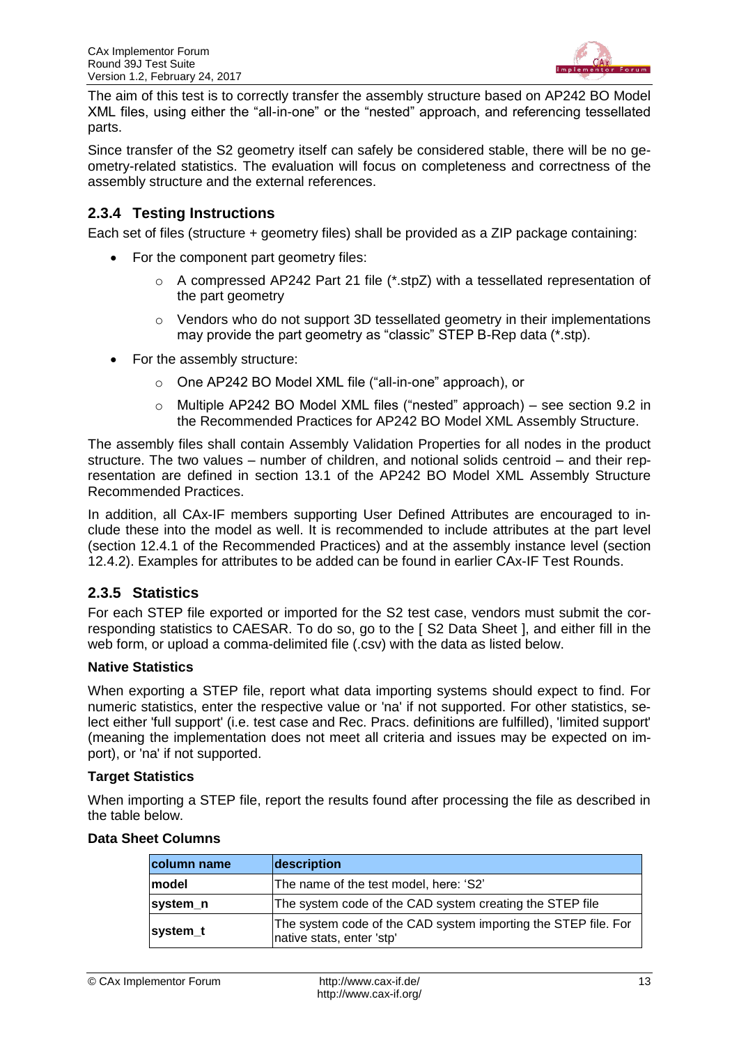The aim of this test is to correctly transfer the assembly structure based on AP242 BO Model XML files, using either the "all-in-one" or the "nested" approach, and referencing tessellated parts.

Since transfer of the S2 geometry itself can safely be considered stable, there will be no geometry-related statistics. The evaluation will focus on completeness and correctness of the assembly structure and the external references.

### 2.3.4 Testing Instructions

Each set of files (structure + geometry files) shall be provided as a ZIP package containing:

- For the component part geometry files:
  - A compressed AP242 Part 21 file (*.stpZ) with a tessellated representation of the part geometry
  - Vendors who do not support 3D tessellated geometry in their implementations may provide the part geometry as "classic" STEP B-Rep data (*.stp).
- For the assembly structure:
  - One AP242 BO Model XML file ("all-in-one" approach), or
  - Multiple AP242 BO Model XML files ("nested" approach) – see section 9.2 in the Recommended Practices for AP242 BO Model XML Assembly Structure.

The assembly files shall contain Assembly Validation Properties for all nodes in the product structure. The two values – number of children, and notional solids centroid – and their representation are defined in section 13.1 of the AP242 BO Model XML Assembly Structure Recommended Practices.

In addition, all CAx-IF members supporting User Defined Attributes are encouraged to include these into the model as well. It is recommended to include attributes at the part level (section 12.4.1 of the Recommended Practices) and at the assembly instance level (section 12.4.2). Examples for attributes to be added can be found in earlier CAx-IF Test Rounds.

### 2.3.5 Statistics

For each STEP file exported or imported for the S2 test case, vendors must submit the corresponding statistics to CAESAR. To do so, go to the [ S2 Data Sheet ], and either fill in the web form, or upload a comma-delimited file (.csv) with the data as listed below.

**Native Statistics**

When exporting a STEP file, report what data importing systems should expect to find. For numeric statistics, enter the respective value or 'na' if not supported. For other statistics, select either 'full support' (i.e. test case and Rec. Pracs. definitions are fulfilled), 'limited support' (meaning the implementation does not meet all criteria and issues may be expected on import), or 'na' if not supported.

**Target Statistics**

When importing a STEP file, report the results found after processing the file as described in the table below.

**Data Sheet Columns**

| column name | description |
|---|---|
| **model** | The name of the test model, here: 'S2' |
| **system_n** | The system code of the CAD system creating the STEP file |
| **system_t** | The system code of the CAD system importing the STEP file. For native stats, enter 'stp' |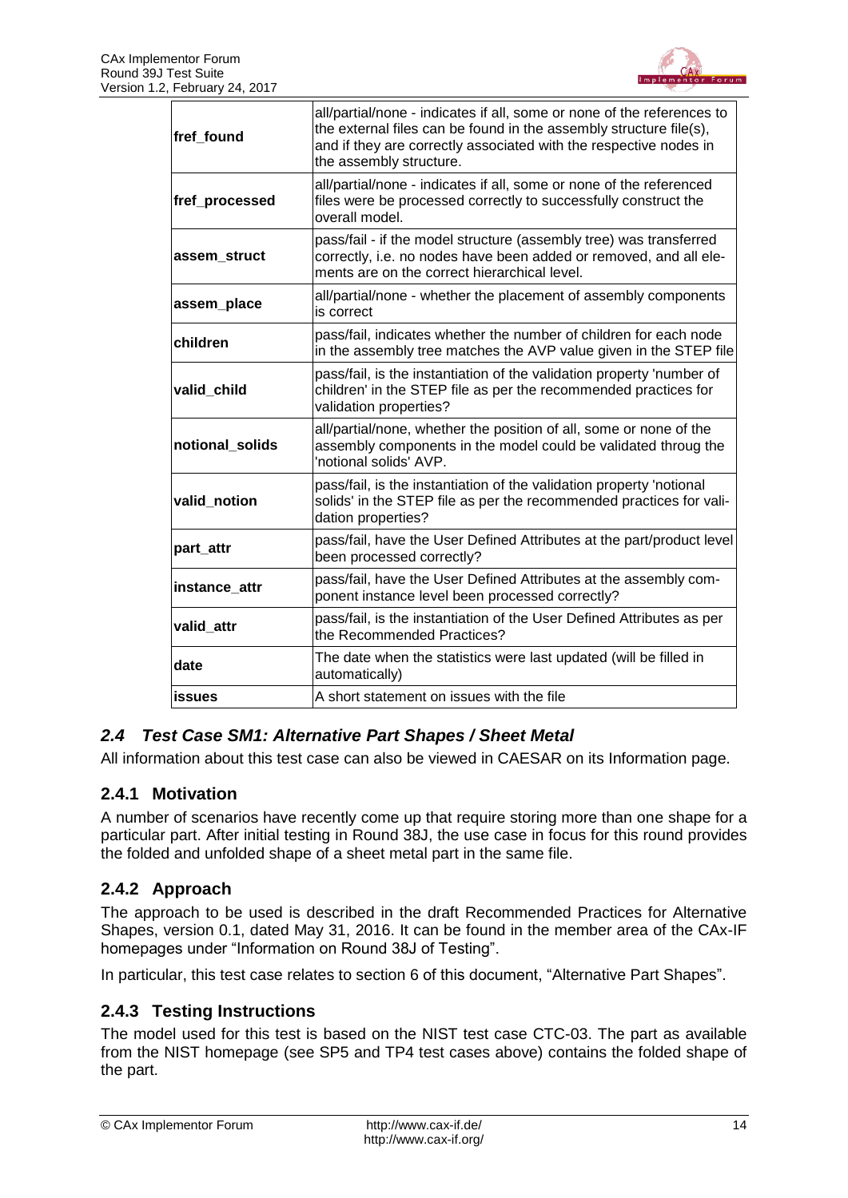| | |
|---|---|
| **fref_found** | all/partial/none - indicates if all, some or none of the references to the external files can be found in the assembly structure file(s), and if they are correctly associated with the respective nodes in the assembly structure. |
| **fref_processed** | all/partial/none - indicates if all, some or none of the referenced files were be processed correctly to successfully construct the overall model. |
| **assem_struct** | pass/fail - if the model structure (assembly tree) was transferred correctly, i.e. no nodes have been added or removed, and all elements are on the correct hierarchical level. |
| **assem_place** | all/partial/none - whether the placement of assembly components is correct |
| **children** | pass/fail, indicates whether the number of children for each node in the assembly tree matches the AVP value given in the STEP file |
| **valid_child** | pass/fail, is the instantiation of the validation property 'number of children' in the STEP file as per the recommended practices for validation properties? |
| **notional_solids** | all/partial/none, whether the position of all, some or none of the assembly components in the model could be validated throug the 'notional solids' AVP. |
| **valid_notion** | pass/fail, is the instantiation of the validation property 'notional solids' in the STEP file as per the recommended practices for validation properties? |
| **part_attr** | pass/fail, have the User Defined Attributes at the part/product level been processed correctly? |
| **instance_attr** | pass/fail, have the User Defined Attributes at the assembly component instance level been processed correctly? |
| **valid_attr** | pass/fail, is the instantiation of the User Defined Attributes as per the Recommended Practices? |
| **date** | The date when the statistics were last updated (will be filled in automatically) |
| **issues** | A short statement on issues with the file |

## *2.4 Test Case SM1: Alternative Part Shapes / Sheet Metal*

All information about this test case can also be viewed in CAESAR on its Information page.

### 2.4.1 Motivation

A number of scenarios have recently come up that require storing more than one shape for a particular part. After initial testing in Round 38J, the use case in focus for this round provides the folded and unfolded shape of a sheet metal part in the same file.

### 2.4.2 Approach

The approach to be used is described in the draft Recommended Practices for Alternative Shapes, version 0.1, dated May 31, 2016. It can be found in the member area of the CAx-IF homepages under "Information on Round 38J of Testing".

In particular, this test case relates to section 6 of this document, "Alternative Part Shapes".

### 2.4.3 Testing Instructions

The model used for this test is based on the NIST test case CTC-03. The part as available from the NIST homepage (see SP5 and TP4 test cases above) contains the folded shape of the part.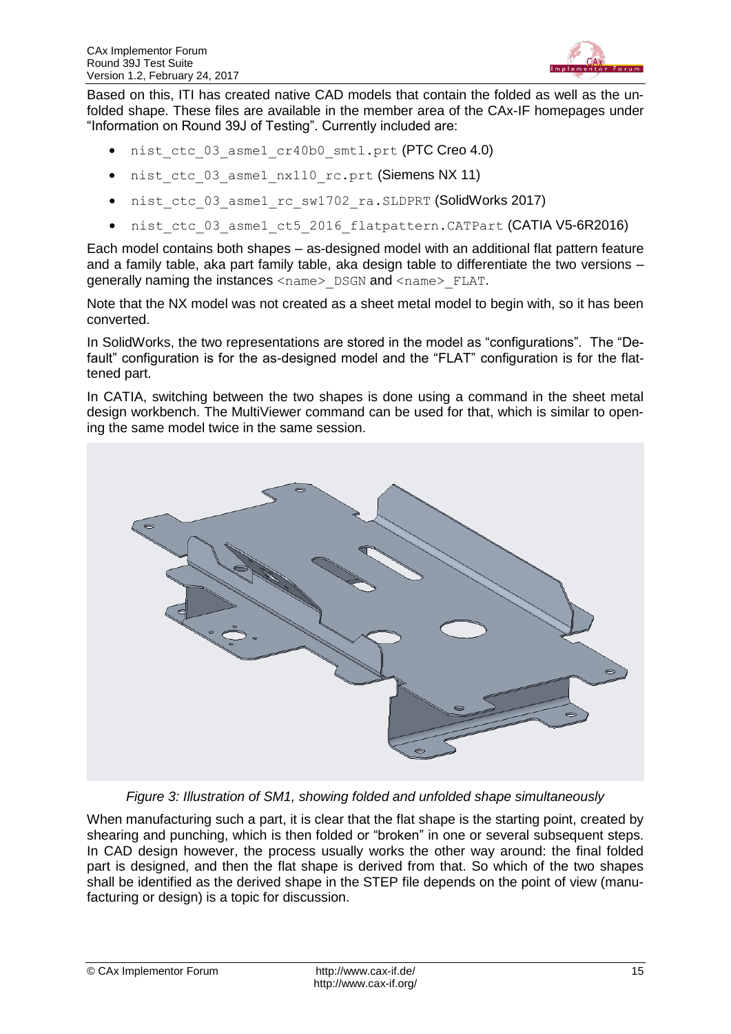Based on this, ITI has created native CAD models that contain the folded as well as the unfolded shape. These files are available in the member area of the CAx-IF homepages under "Information on Round 39J of Testing". Currently included are:

- `nist_ctc_03_asme1_cr40b0_smtl.prt` (PTC Creo 4.0)
- `nist_ctc_03_asme1_nx110_rc.prt` (Siemens NX 11)
- `nist_ctc_03_asme1_rc_sw1702_ra.SLDPRT` (SolidWorks 2017)
- `nist_ctc_03_asme1_ct5_2016_flatpattern.CATPart` (CATIA V5-6R2016)

Each model contains both shapes – as-designed model with an additional flat pattern feature and a family table, aka part family table, aka design table to differentiate the two versions – generally naming the instances `<name>_DSGN` and `<name>_FLAT`.

Note that the NX model was not created as a sheet metal model to begin with, so it has been converted.

In SolidWorks, the two representations are stored in the model as "configurations". The "Default" configuration is for the as-designed model and the "FLAT" configuration is for the flattened part.

In CATIA, switching between the two shapes is done using a command in the sheet metal design workbench. The MultiViewer command can be used for that, which is similar to opening the same model twice in the same session.

*Figure 3: Illustration of SM1, showing folded and unfolded shape simultaneously*

When manufacturing such a part, it is clear that the flat shape is the starting point, created by shearing and punching, which is then folded or "broken" in one or several subsequent steps. In CAD design however, the process usually works the other way around: the final folded part is designed, and then the flat shape is derived from that. So which of the two shapes shall be identified as the derived shape in the STEP file depends on the point of view (manufacturing or design) is a topic for discussion.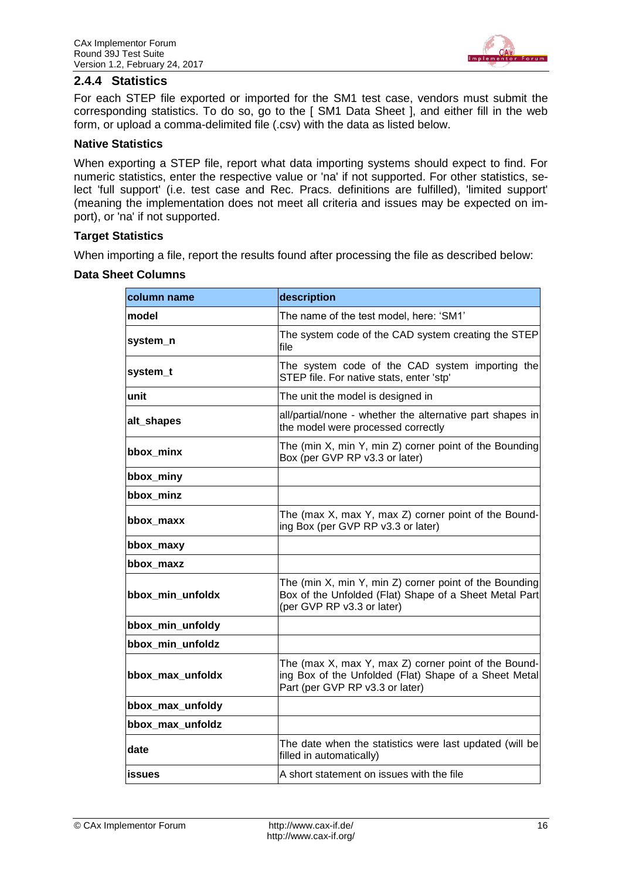### 2.4.4 Statistics

For each STEP file exported or imported for the SM1 test case, vendors must submit the corresponding statistics. To do so, go to the [ SM1 Data Sheet ], and either fill in the web form, or upload a comma-delimited file (.csv) with the data as listed below.

**Native Statistics**

When exporting a STEP file, report what data importing systems should expect to find. For numeric statistics, enter the respective value or 'na' if not supported. For other statistics, select 'full support' (i.e. test case and Rec. Pracs. definitions are fulfilled), 'limited support' (meaning the implementation does not meet all criteria and issues may be expected on import), or 'na' if not supported.

**Target Statistics**

When importing a file, report the results found after processing the file as described below:

**Data Sheet Columns**

| column name | description |
|---|---|
| **model** | The name of the test model, here: 'SM1' |
| **system_n** | The system code of the CAD system creating the STEP file |
| **system_t** | The system code of the CAD system importing the STEP file. For native stats, enter 'stp' |
| **unit** | The unit the model is designed in |
| **alt_shapes** | all/partial/none - whether the alternative part shapes in the model were processed correctly |
| **bbox_minx** | The (min X, min Y, min Z) corner point of the Bounding Box (per GVP RP v3.3 or later) |
| **bbox_miny** | |
| **bbox_minz** | |
| **bbox_maxx** | The (max X, max Y, max Z) corner point of the Bounding Box (per GVP RP v3.3 or later) |
| **bbox_maxy** | |
| **bbox_maxz** | |
| **bbox_min_unfoldx** | The (min X, min Y, min Z) corner point of the Bounding Box of the Unfolded (Flat) Shape of a Sheet Metal Part (per GVP RP v3.3 or later) |
| **bbox_min_unfoldy** | |
| **bbox_min_unfoldz** | |
| **bbox_max_unfoldx** | The (max X, max Y, max Z) corner point of the Bounding Box of the Unfolded (Flat) Shape of a Sheet Metal Part (per GVP RP v3.3 or later) |
| **bbox_max_unfoldy** | |
| **bbox_max_unfoldz** | |
| **date** | The date when the statistics were last updated (will be filled in automatically) |
| **issues** | A short statement on issues with the file |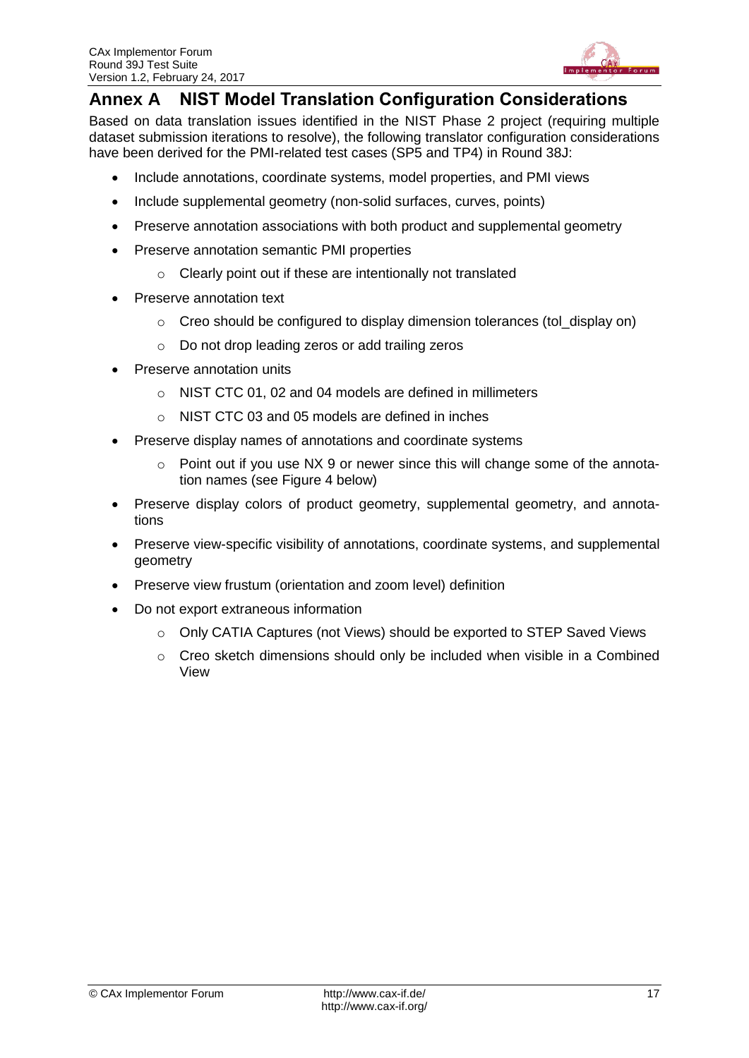# Annex A NIST Model Translation Configuration Considerations

Based on data translation issues identified in the NIST Phase 2 project (requiring multiple dataset submission iterations to resolve), the following translator configuration considerations have been derived for the PMI-related test cases (SP5 and TP4) in Round 38J:

- Include annotations, coordinate systems, model properties, and PMI views
- Include supplemental geometry (non-solid surfaces, curves, points)
- Preserve annotation associations with both product and supplemental geometry
- Preserve annotation semantic PMI properties
  - Clearly point out if these are intentionally not translated
- Preserve annotation text
  - Creo should be configured to display dimension tolerances (tol_display on)
  - Do not drop leading zeros or add trailing zeros
- Preserve annotation units
  - NIST CTC 01, 02 and 04 models are defined in millimeters
  - NIST CTC 03 and 05 models are defined in inches
- Preserve display names of annotations and coordinate systems
  - Point out if you use NX 9 or newer since this will change some of the annotation names (see Figure 4 below)
- Preserve display colors of product geometry, supplemental geometry, and annotations
- Preserve view-specific visibility of annotations, coordinate systems, and supplemental geometry
- Preserve view frustum (orientation and zoom level) definition
- Do not export extraneous information
  - Only CATIA Captures (not Views) should be exported to STEP Saved Views
  - Creo sketch dimensions should only be included when visible in a Combined View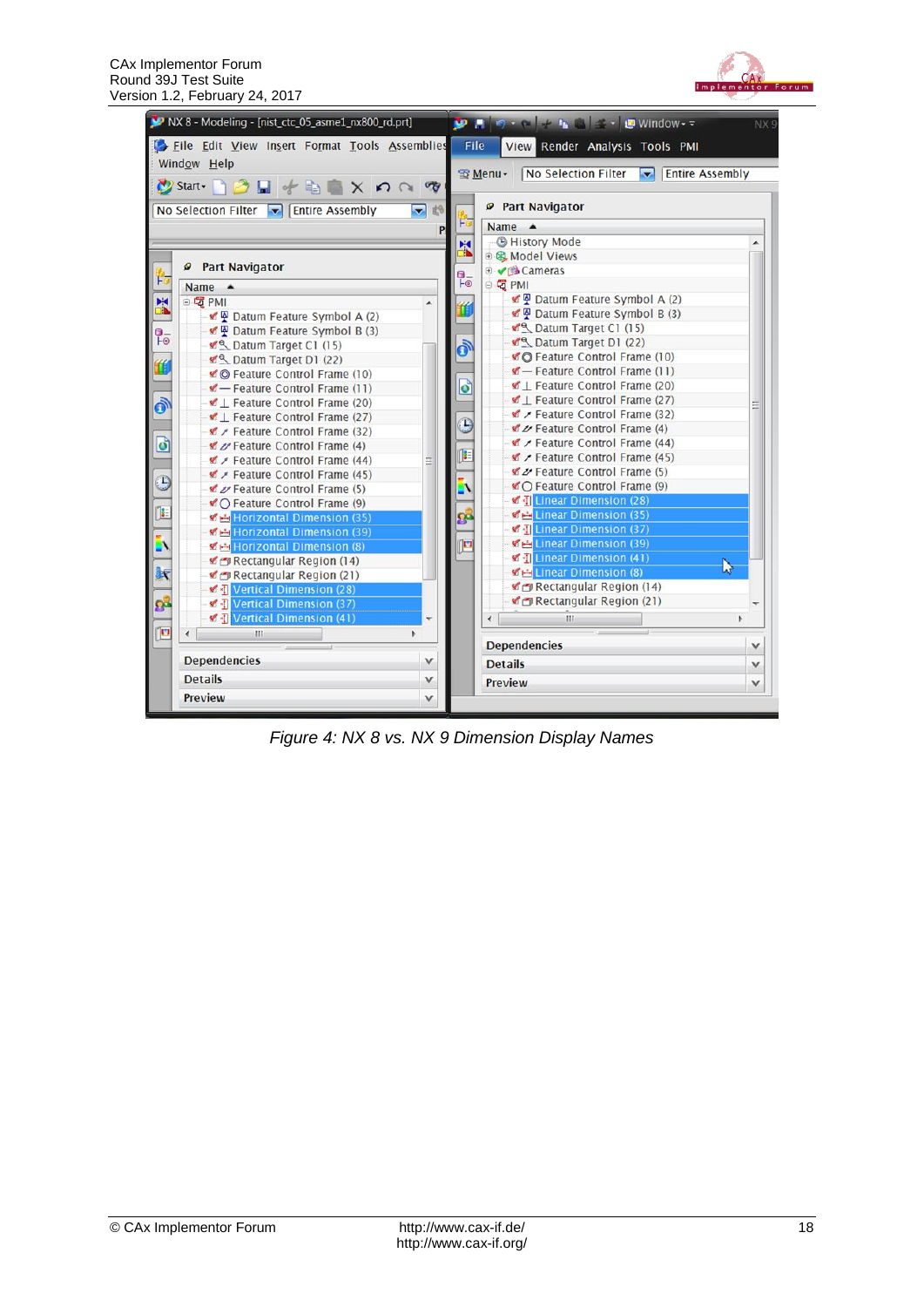Figure 4: NX 8 vs. NX 9 Dimension Display Names